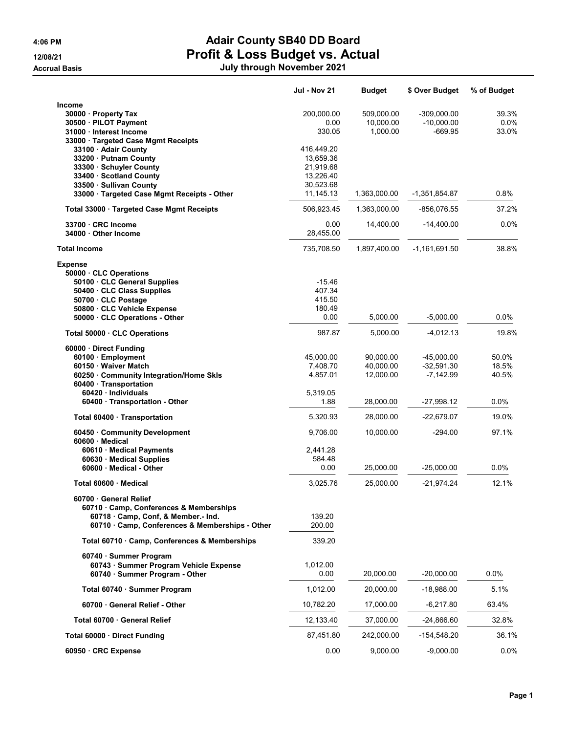# Adair County SB40 DD Board
# Profit & Loss Budget vs. Actual

4:06 PM
12/08/21
Accrual Basis

**July through November 2021**

| | Jul - Nov 21 | Budget | $ Over Budget | % of Budget |
|---|---|---|---|---|
| **Income** | | | | |
| 30000 · Property Tax | 200,000.00 | 509,000.00 | -309,000.00 | 39.3% |
| 30500 · PILOT Payment | 0.00 | 10,000.00 | -10,000.00 | 0.0% |
| 31000 · Interest Income | 330.05 | 1,000.00 | -669.95 | 33.0% |
| 33000 · Targeted Case Mgmt Receipts | | | | |
| 33100 · Adair County | 416,449.20 | | | |
| 33200 · Putnam County | 13,659.36 | | | |
| 33300 · Schuyler County | 21,919.68 | | | |
| 33400 · Scotland County | 13,226.40 | | | |
| 33500 · Sullivan County | 30,523.68 | | | |
| 33000 · Targeted Case Mgmt Receipts - Other | 11,145.13 | 1,363,000.00 | -1,351,854.87 | 0.8% |
| Total 33000 · Targeted Case Mgmt Receipts | 506,923.45 | 1,363,000.00 | -856,076.55 | 37.2% |
| 33700 · CRC Income | 0.00 | 14,400.00 | -14,400.00 | 0.0% |
| 34000 · Other Income | 28,455.00 | | | |
| **Total Income** | 735,708.50 | 1,897,400.00 | -1,161,691.50 | 38.8% |
| **Expense** | | | | |
| 50000 · CLC Operations | | | | |
| 50100 · CLC General Supplies | -15.46 | | | |
| 50400 · CLC Class Supplies | 407.34 | | | |
| 50700 · CLC Postage | 415.50 | | | |
| 50800 · CLC Vehicle Expense | 180.49 | | | |
| 50000 · CLC Operations - Other | 0.00 | 5,000.00 | -5,000.00 | 0.0% |
| Total 50000 · CLC Operations | 987.87 | 5,000.00 | -4,012.13 | 19.8% |
| 60000 · Direct Funding | | | | |
| 60100 · Employment | 45,000.00 | 90,000.00 | -45,000.00 | 50.0% |
| 60150 · Waiver Match | 7,408.70 | 40,000.00 | -32,591.30 | 18.5% |
| 60250 · Community Integration/Home Skls | 4,857.01 | 12,000.00 | -7,142.99 | 40.5% |
| 60400 · Transportation | | | | |
| 60420 · Individuals | 5,319.05 | | | |
| 60400 · Transportation - Other | 1.88 | 28,000.00 | -27,998.12 | 0.0% |
| Total 60400 · Transportation | 5,320.93 | 28,000.00 | -22,679.07 | 19.0% |
| 60450 · Community Development | 9,706.00 | 10,000.00 | -294.00 | 97.1% |
| 60600 · Medical | | | | |
| 60610 · Medical Payments | 2,441.28 | | | |
| 60630 · Medical Supplies | 584.48 | | | |
| 60600 · Medical - Other | 0.00 | 25,000.00 | -25,000.00 | 0.0% |
| Total 60600 · Medical | 3,025.76 | 25,000.00 | -21,974.24 | 12.1% |
| 60700 · General Relief | | | | |
| 60710 · Camp, Conferences & Memberships | | | | |
| 60718 · Camp, Conf, & Member.- Ind. | 139.20 | | | |
| 60710 · Camp, Conferences & Memberships - Other | 200.00 | | | |
| Total 60710 · Camp, Conferences & Memberships | 339.20 | | | |
| 60740 · Summer Program | | | | |
| 60743 · Summer Program Vehicle Expense | 1,012.00 | | | |
| 60740 · Summer Program - Other | 0.00 | 20,000.00 | -20,000.00 | 0.0% |
| Total 60740 · Summer Program | 1,012.00 | 20,000.00 | -18,988.00 | 5.1% |
| 60700 · General Relief - Other | 10,782.20 | 17,000.00 | -6,217.80 | 63.4% |
| Total 60700 · General Relief | 12,133.40 | 37,000.00 | -24,866.60 | 32.8% |
| Total 60000 · Direct Funding | 87,451.80 | 242,000.00 | -154,548.20 | 36.1% |
| 60950 · CRC Expense | 0.00 | 9,000.00 | -9,000.00 | 0.0% |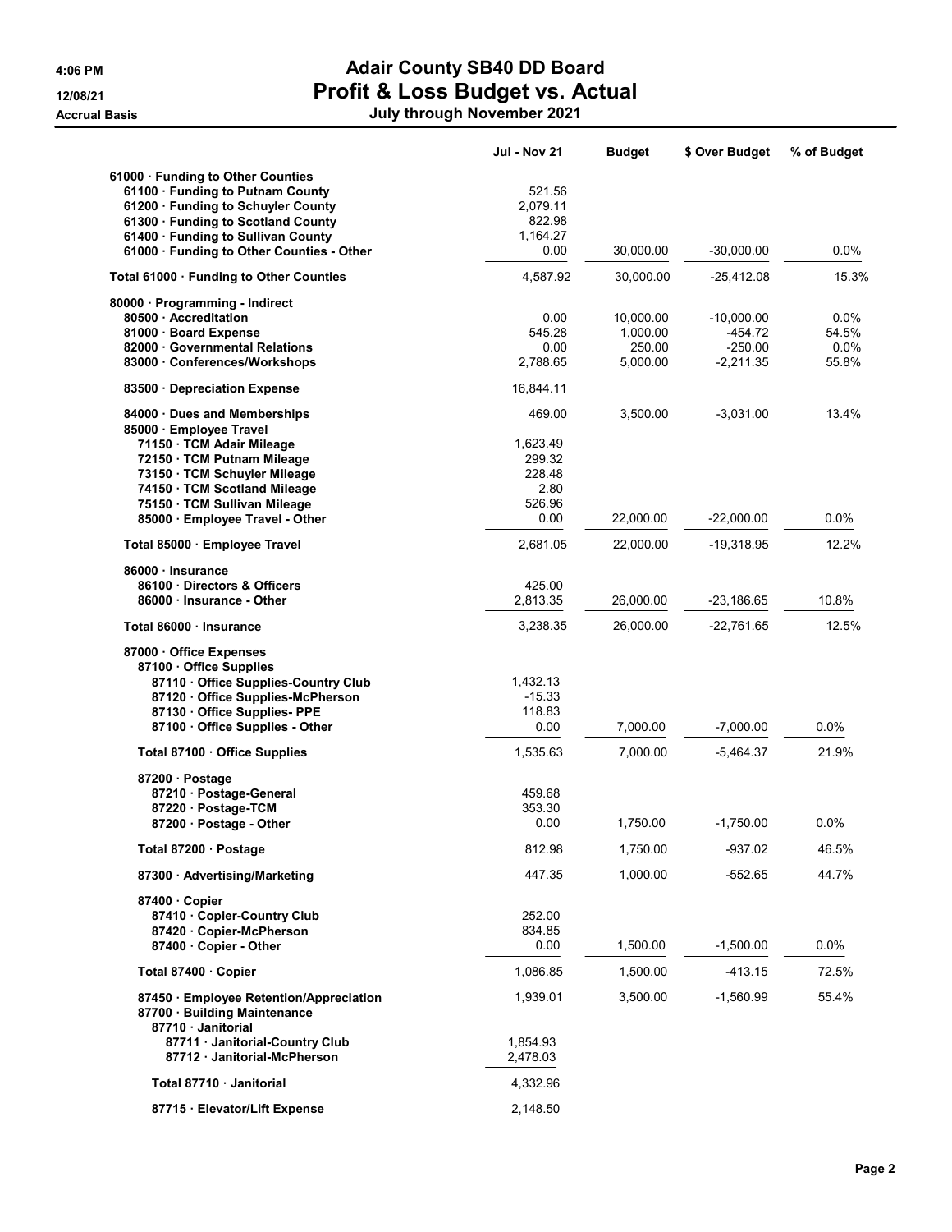# Adair County SB40 DD Board

## Profit & Loss Budget vs. Actual

**July through November 2021**

4:06 PM
12/08/21
Accrual Basis

| | Jul - Nov 21 | Budget | $ Over Budget | % of Budget |
|---|---|---|---|---|
| 61000 · Funding to Other Counties | | | | |
| 61100 · Funding to Putnam County | 521.56 | | | |
| 61200 · Funding to Schuyler County | 2,079.11 | | | |
| 61300 · Funding to Scotland County | 822.98 | | | |
| 61400 · Funding to Sullivan County | 1,164.27 | | | |
| 61000 · Funding to Other Counties - Other | 0.00 | 30,000.00 | -30,000.00 | 0.0% |
| **Total 61000 · Funding to Other Counties** | 4,587.92 | 30,000.00 | -25,412.08 | 15.3% |
| 80000 · Programming - Indirect | | | | |
| 80500 · Accreditation | 0.00 | 10,000.00 | -10,000.00 | 0.0% |
| 81000 · Board Expense | 545.28 | 1,000.00 | -454.72 | 54.5% |
| 82000 · Governmental Relations | 0.00 | 250.00 | -250.00 | 0.0% |
| 83000 · Conferences/Workshops | 2,788.65 | 5,000.00 | -2,211.35 | 55.8% |
| 83500 · Depreciation Expense | 16,844.11 | | | |
| 84000 · Dues and Memberships | 469.00 | 3,500.00 | -3,031.00 | 13.4% |
| 85000 · Employee Travel | | | | |
| 71150 · TCM Adair Mileage | 1,623.49 | | | |
| 72150 · TCM Putnam Mileage | 299.32 | | | |
| 73150 · TCM Schuyler Mileage | 228.48 | | | |
| 74150 · TCM Scotland Mileage | 2.80 | | | |
| 75150 · TCM Sullivan Mileage | 526.96 | | | |
| 85000 · Employee Travel - Other | 0.00 | 22,000.00 | -22,000.00 | 0.0% |
| **Total 85000 · Employee Travel** | 2,681.05 | 22,000.00 | -19,318.95 | 12.2% |
| 86000 · Insurance | | | | |
| 86100 · Directors & Officers | 425.00 | | | |
| 86000 · Insurance - Other | 2,813.35 | 26,000.00 | -23,186.65 | 10.8% |
| **Total 86000 · Insurance** | 3,238.35 | 26,000.00 | -22,761.65 | 12.5% |
| 87000 · Office Expenses | | | | |
| 87100 · Office Supplies | | | | |
| 87110 · Office Supplies-Country Club | 1,432.13 | | | |
| 87120 · Office Supplies-McPherson | -15.33 | | | |
| 87130 · Office Supplies- PPE | 118.83 | | | |
| 87100 · Office Supplies - Other | 0.00 | 7,000.00 | -7,000.00 | 0.0% |
| **Total 87100 · Office Supplies** | 1,535.63 | 7,000.00 | -5,464.37 | 21.9% |
| 87200 · Postage | | | | |
| 87210 · Postage-General | 459.68 | | | |
| 87220 · Postage-TCM | 353.30 | | | |
| 87200 · Postage - Other | 0.00 | 1,750.00 | -1,750.00 | 0.0% |
| **Total 87200 · Postage** | 812.98 | 1,750.00 | -937.02 | 46.5% |
| 87300 · Advertising/Marketing | 447.35 | 1,000.00 | -552.65 | 44.7% |
| 87400 · Copier | | | | |
| 87410 · Copier-Country Club | 252.00 | | | |
| 87420 · Copier-McPherson | 834.85 | | | |
| 87400 · Copier - Other | 0.00 | 1,500.00 | -1,500.00 | 0.0% |
| **Total 87400 · Copier** | 1,086.85 | 1,500.00 | -413.15 | 72.5% |
| 87450 · Employee Retention/Appreciation | 1,939.01 | 3,500.00 | -1,560.99 | 55.4% |
| 87700 · Building Maintenance | | | | |
| 87710 · Janitorial | | | | |
| 87711 · Janitorial-Country Club | 1,854.93 | | | |
| 87712 · Janitorial-McPherson | 2,478.03 | | | |
| **Total 87710 · Janitorial** | 4,332.96 | | | |
| 87715 · Elevator/Lift Expense | 2,148.50 | | | |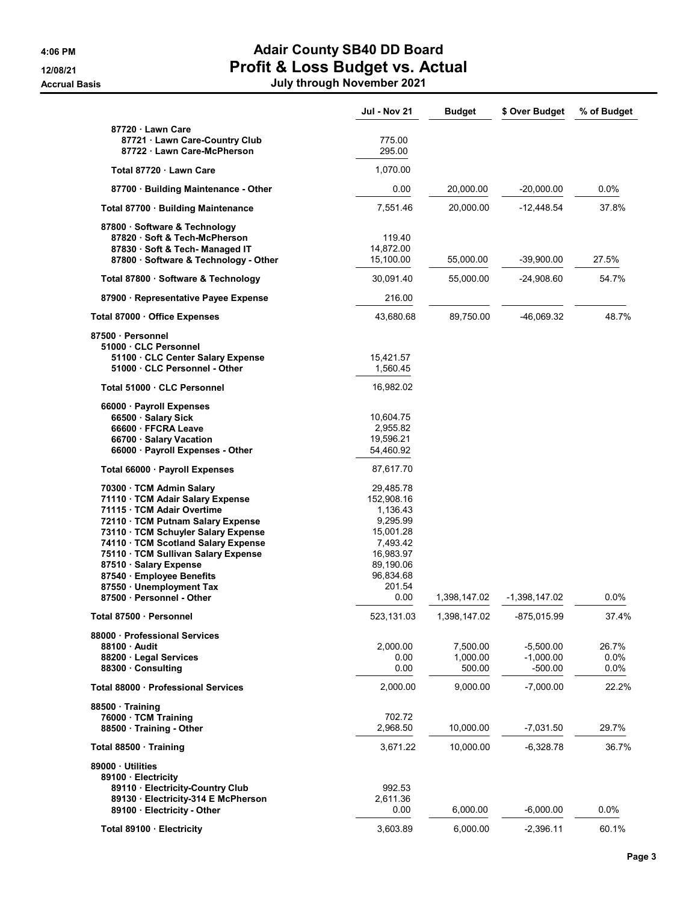# Adair County SB40 DD Board
## Profit & Loss Budget vs. Actual
### July through November 2021

4:06 PM
12/08/21
Accrual Basis

| | Jul - Nov 21 | Budget | $ Over Budget | % of Budget |
|---|---|---|---|---|
| 87720 · Lawn Care | | | | |
| 87721 · Lawn Care-Country Club | 775.00 | | | |
| 87722 · Lawn Care-McPherson | 295.00 | | | |
| Total 87720 · Lawn Care | 1,070.00 | | | |
| 87700 · Building Maintenance - Other | 0.00 | 20,000.00 | -20,000.00 | 0.0% |
| Total 87700 · Building Maintenance | 7,551.46 | 20,000.00 | -12,448.54 | 37.8% |
| 87800 · Software & Technology | | | | |
| 87820 · Soft & Tech-McPherson | 119.40 | | | |
| 87830 · Soft & Tech- Managed IT | 14,872.00 | | | |
| 87800 · Software & Technology - Other | 15,100.00 | 55,000.00 | -39,900.00 | 27.5% |
| Total 87800 · Software & Technology | 30,091.40 | 55,000.00 | -24,908.60 | 54.7% |
| 87900 · Representative Payee Expense | 216.00 | | | |
| Total 87000 · Office Expenses | 43,680.68 | 89,750.00 | -46,069.32 | 48.7% |
| 87500 · Personnel | | | | |
| 51000 · CLC Personnel | | | | |
| 51100 · CLC Center Salary Expense | 15,421.57 | | | |
| 51000 · CLC Personnel - Other | 1,560.45 | | | |
| Total 51000 · CLC Personnel | 16,982.02 | | | |
| 66000 · Payroll Expenses | | | | |
| 66500 · Salary Sick | 10,604.75 | | | |
| 66600 · FFCRA Leave | 2,955.82 | | | |
| 66700 · Salary Vacation | 19,596.21 | | | |
| 66000 · Payroll Expenses - Other | 54,460.92 | | | |
| Total 66000 · Payroll Expenses | 87,617.70 | | | |
| 70300 · TCM Admin Salary | 29,485.78 | | | |
| 71110 · TCM Adair Salary Expense | 152,908.16 | | | |
| 71115 · TCM Adair Overtime | 1,136.43 | | | |
| 72110 · TCM Putnam Salary Expense | 9,295.99 | | | |
| 73110 · TCM Schuyler Salary Expense | 15,001.28 | | | |
| 74110 · TCM Scotland Salary Expense | 7,493.42 | | | |
| 75110 · TCM Sullivan Salary Expense | 16,983.97 | | | |
| 87510 · Salary Expense | 89,190.06 | | | |
| 87540 · Employee Benefits | 96,834.68 | | | |
| 87550 · Unemployment Tax | 201.54 | | | |
| 87500 · Personnel - Other | 0.00 | 1,398,147.02 | -1,398,147.02 | 0.0% |
| Total 87500 · Personnel | 523,131.03 | 1,398,147.02 | -875,015.99 | 37.4% |
| 88000 · Professional Services | | | | |
| 88100 · Audit | 2,000.00 | 7,500.00 | -5,500.00 | 26.7% |
| 88200 · Legal Services | 0.00 | 1,000.00 | -1,000.00 | 0.0% |
| 88300 · Consulting | 0.00 | 500.00 | -500.00 | 0.0% |
| Total 88000 · Professional Services | 2,000.00 | 9,000.00 | -7,000.00 | 22.2% |
| 88500 · Training | | | | |
| 76000 · TCM Training | 702.72 | | | |
| 88500 · Training - Other | 2,968.50 | 10,000.00 | -7,031.50 | 29.7% |
| Total 88500 · Training | 3,671.22 | 10,000.00 | -6,328.78 | 36.7% |
| 89000 · Utilities | | | | |
| 89100 · Electricity | | | | |
| 89110 · Electricity-Country Club | 992.53 | | | |
| 89130 · Electricity-314 E McPherson | 2,611.36 | | | |
| 89100 · Electricity - Other | 0.00 | 6,000.00 | -6,000.00 | 0.0% |
| Total 89100 · Electricity | 3,603.89 | 6,000.00 | -2,396.11 | 60.1% |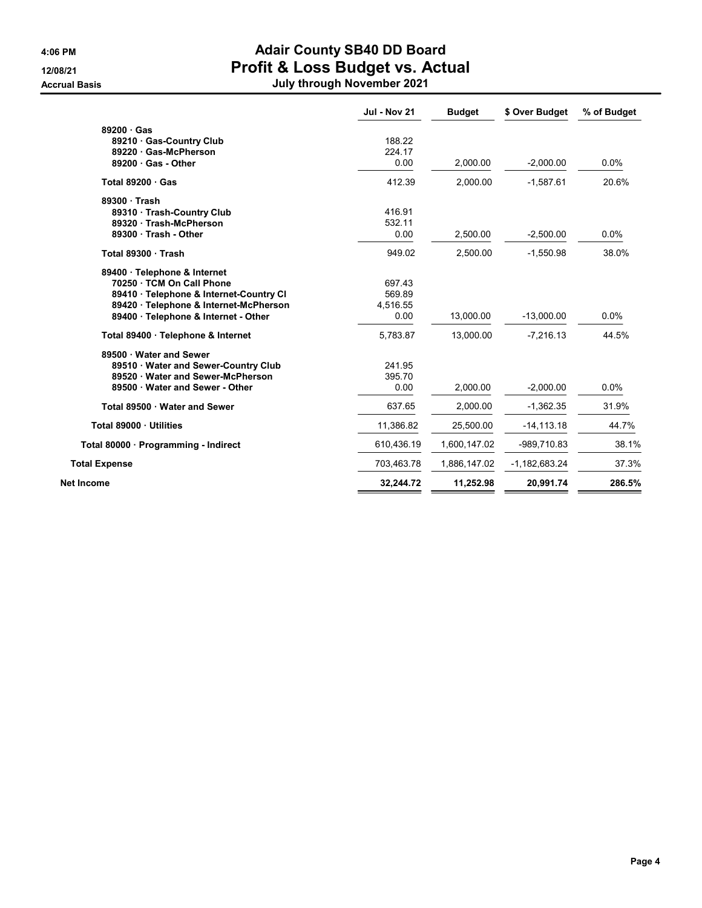# Adair County SB40 DD Board

## Profit & Loss Budget vs. Actual

### July through November 2021

4:06 PM
12/08/21
Accrual Basis

| | Jul - Nov 21 | Budget | $ Over Budget | % of Budget |
|---|---|---|---|---|
| 89200 · Gas | | | | |
| 89210 · Gas-Country Club | 188.22 | | | |
| 89220 · Gas-McPherson | 224.17 | | | |
| 89200 · Gas - Other | 0.00 | 2,000.00 | -2,000.00 | 0.0% |
| **Total 89200 · Gas** | 412.39 | 2,000.00 | -1,587.61 | 20.6% |
| 89300 · Trash | | | | |
| 89310 · Trash-Country Club | 416.91 | | | |
| 89320 · Trash-McPherson | 532.11 | | | |
| 89300 · Trash - Other | 0.00 | 2,500.00 | -2,500.00 | 0.0% |
| **Total 89300 · Trash** | 949.02 | 2,500.00 | -1,550.98 | 38.0% |
| 89400 · Telephone & Internet | | | | |
| 70250 · TCM On Call Phone | 697.43 | | | |
| 89410 · Telephone & Internet-Country Cl | 569.89 | | | |
| 89420 · Telephone & Internet-McPherson | 4,516.55 | | | |
| 89400 · Telephone & Internet - Other | 0.00 | 13,000.00 | -13,000.00 | 0.0% |
| **Total 89400 · Telephone & Internet** | 5,783.87 | 13,000.00 | -7,216.13 | 44.5% |
| 89500 · Water and Sewer | | | | |
| 89510 · Water and Sewer-Country Club | 241.95 | | | |
| 89520 · Water and Sewer-McPherson | 395.70 | | | |
| 89500 · Water and Sewer - Other | 0.00 | 2,000.00 | -2,000.00 | 0.0% |
| **Total 89500 · Water and Sewer** | 637.65 | 2,000.00 | -1,362.35 | 31.9% |
| **Total 89000 · Utilities** | 11,386.82 | 25,500.00 | -14,113.18 | 44.7% |
| **Total 80000 · Programming - Indirect** | 610,436.19 | 1,600,147.02 | -989,710.83 | 38.1% |
| **Total Expense** | 703,463.78 | 1,886,147.02 | -1,182,683.24 | 37.3% |
| **Net Income** | **32,244.72** | **11,252.98** | **20,991.74** | **286.5%** |